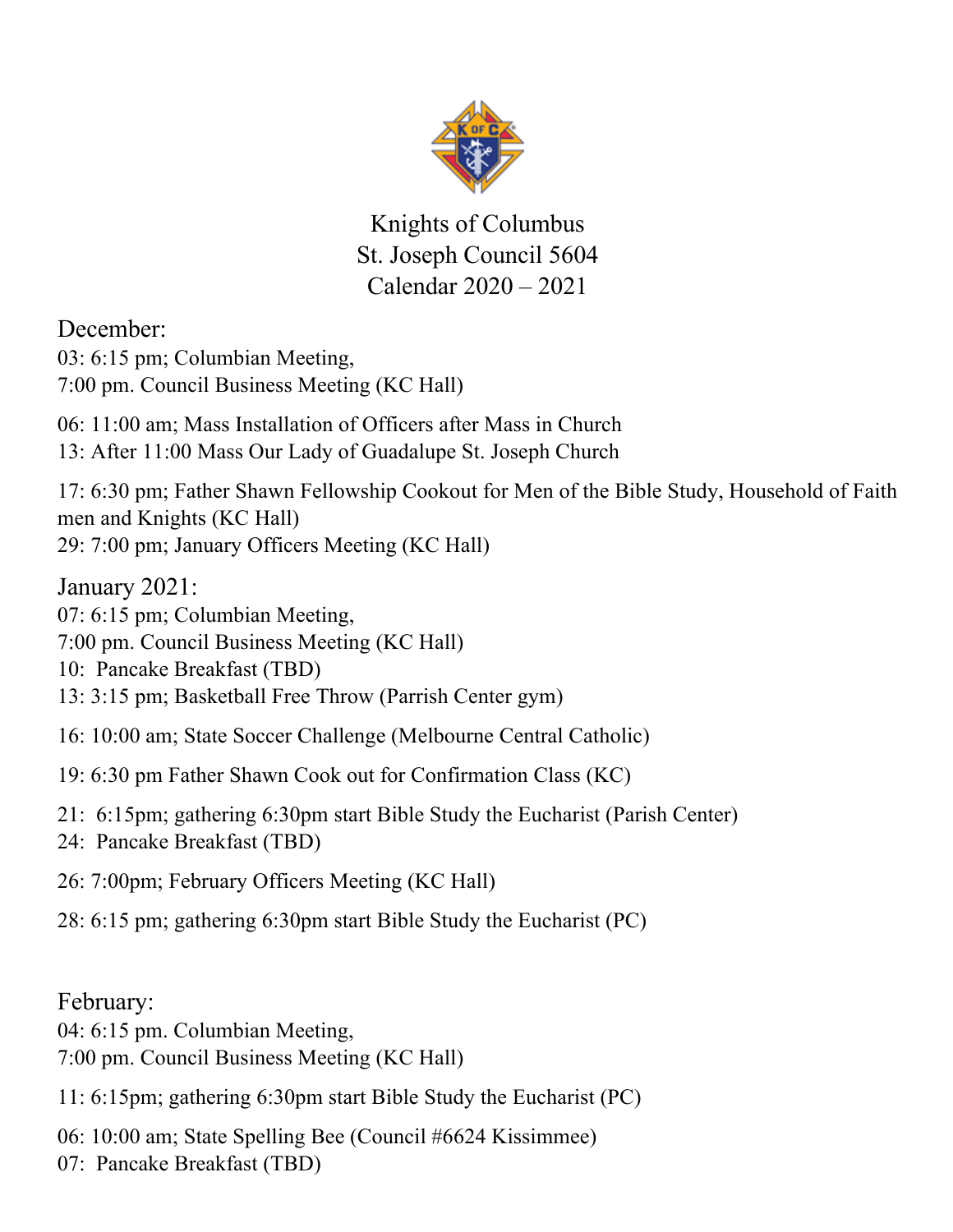# Knights of Columbus
# St. Joseph Council 5604
# Calendar 2020 – 2021

## December:

03: 6:15 pm; Columbian Meeting,
7:00 pm. Council Business Meeting (KC Hall)

06: 11:00 am; Mass Installation of Officers after Mass in Church
13: After 11:00 Mass Our Lady of Guadalupe St. Joseph Church

17: 6:30 pm; Father Shawn Fellowship Cookout for Men of the Bible Study, Household of Faith men and Knights (KC Hall)
29: 7:00 pm; January Officers Meeting (KC Hall)

## January 2021:

07: 6:15 pm; Columbian Meeting,
7:00 pm. Council Business Meeting (KC Hall)
10: Pancake Breakfast (TBD)
13: 3:15 pm; Basketball Free Throw (Parrish Center gym)

16: 10:00 am; State Soccer Challenge (Melbourne Central Catholic)

19: 6:30 pm Father Shawn Cook out for Confirmation Class (KC)

21: 6:15pm; gathering 6:30pm start Bible Study the Eucharist (Parish Center)
24: Pancake Breakfast (TBD)

26: 7:00pm; February Officers Meeting (KC Hall)

28: 6:15 pm; gathering 6:30pm start Bible Study the Eucharist (PC)

## February:

04: 6:15 pm. Columbian Meeting,
7:00 pm. Council Business Meeting (KC Hall)

11: 6:15pm; gathering 6:30pm start Bible Study the Eucharist (PC)

06: 10:00 am; State Spelling Bee (Council #6624 Kissimmee)
07: Pancake Breakfast (TBD)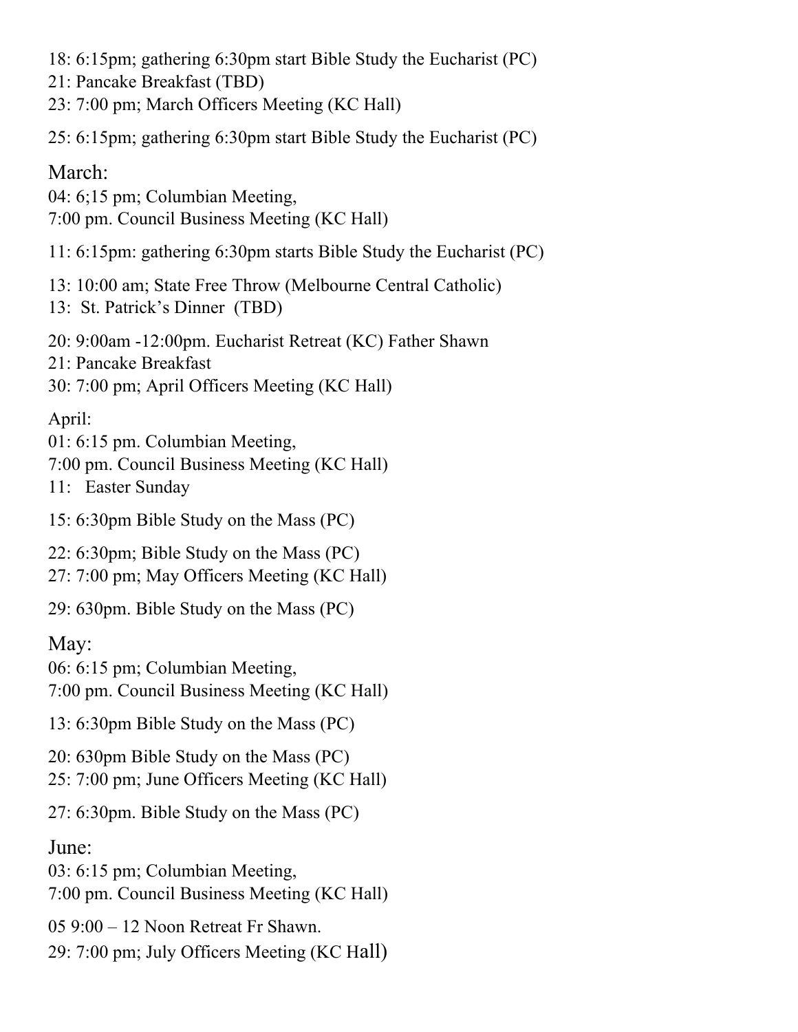18: 6:15pm; gathering 6:30pm start Bible Study the Eucharist (PC)
21: Pancake Breakfast (TBD)
23: 7:00 pm; March Officers Meeting (KC Hall)

25: 6:15pm; gathering 6:30pm start Bible Study the Eucharist (PC)

## March:

04: 6;15 pm; Columbian Meeting,
7:00 pm. Council Business Meeting (KC Hall)

11: 6:15pm: gathering 6:30pm starts Bible Study the Eucharist (PC)

13: 10:00 am; State Free Throw (Melbourne Central Catholic)
13: St. Patrick's Dinner (TBD)

20: 9:00am -12:00pm. Eucharist Retreat (KC) Father Shawn
21: Pancake Breakfast
30: 7:00 pm; April Officers Meeting (KC Hall)

## April:

01: 6:15 pm. Columbian Meeting,
7:00 pm. Council Business Meeting (KC Hall)
11: Easter Sunday

15: 6:30pm Bible Study on the Mass (PC)

22: 6:30pm; Bible Study on the Mass (PC)
27: 7:00 pm; May Officers Meeting (KC Hall)

29: 630pm. Bible Study on the Mass (PC)

## May:

06: 6:15 pm; Columbian Meeting,
7:00 pm. Council Business Meeting (KC Hall)

13: 6:30pm Bible Study on the Mass (PC)

20: 630pm Bible Study on the Mass (PC)
25: 7:00 pm; June Officers Meeting (KC Hall)

27: 6:30pm. Bible Study on the Mass (PC)

## June:

03: 6:15 pm; Columbian Meeting,
7:00 pm. Council Business Meeting (KC Hall)

05 9:00 – 12 Noon Retreat Fr Shawn.
29: 7:00 pm; July Officers Meeting (KC Hall)